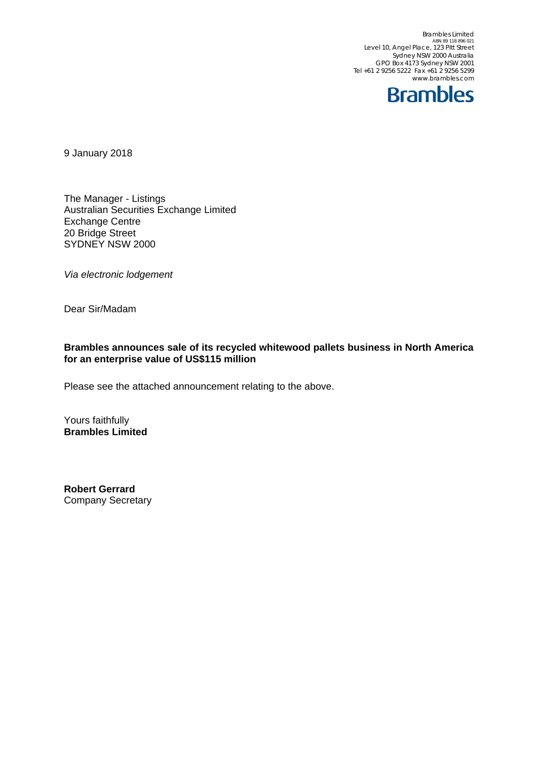Brambles Limited
ABN 89 118 896 021
Level 10, Angel Place, 123 Pitt Street
Sydney NSW 2000 Australia
GPO Box 4173 Sydney NSW 2001
Tel +61 2 9256 5222 Fax +61 2 9256 5299
www.brambles.com

**Brambles**

9 January 2018

The Manager - Listings
Australian Securities Exchange Limited
Exchange Centre
20 Bridge Street
SYDNEY NSW 2000

*Via electronic lodgement*

Dear Sir/Madam

**Brambles announces sale of its recycled whitewood pallets business in North America for an enterprise value of US$115 million**

Please see the attached announcement relating to the above.

Yours faithfully
**Brambles Limited**

**Robert Gerrard**
Company Secretary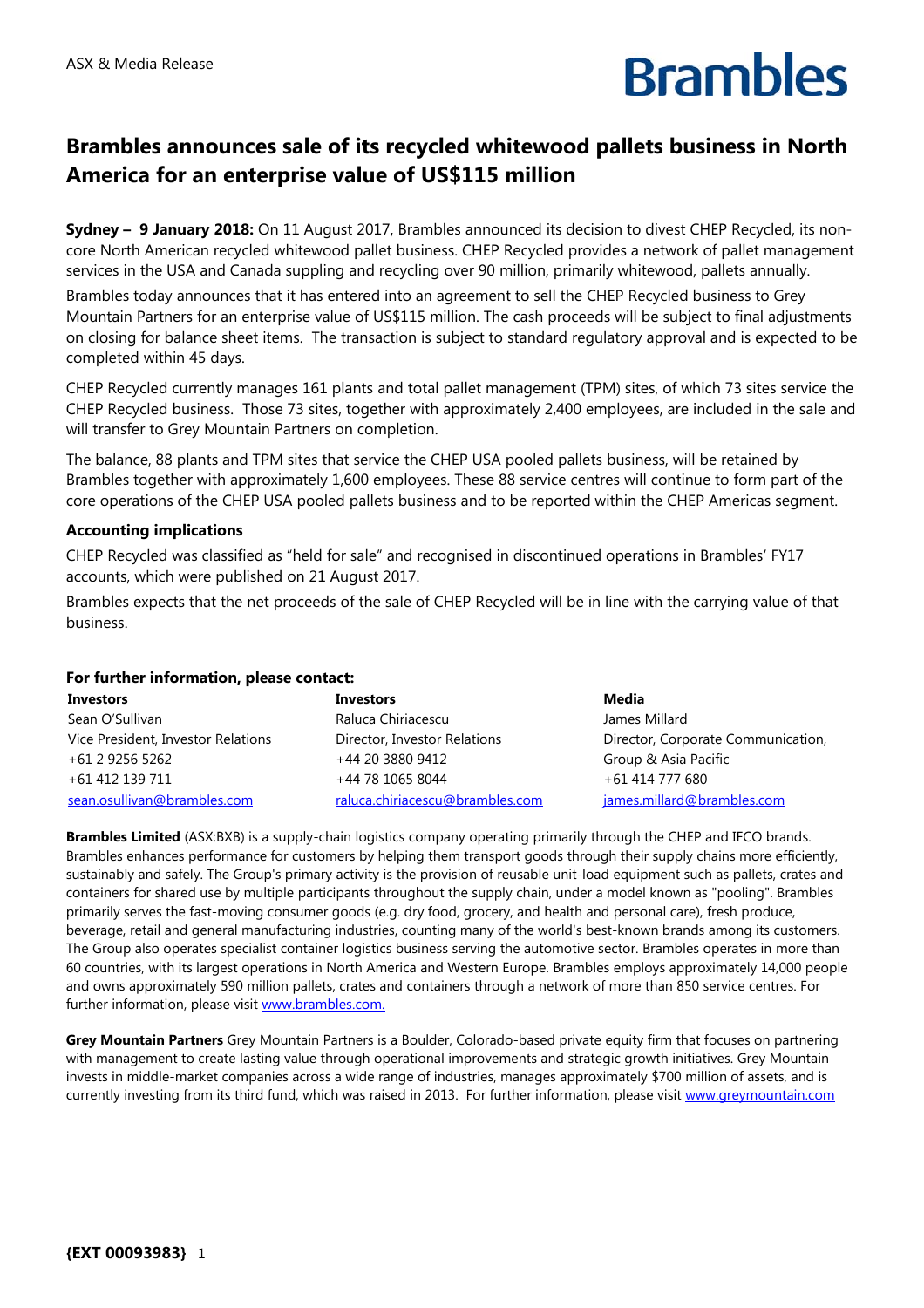ASX & Media Release

Brambles

# Brambles announces sale of its recycled whitewood pallets business in North America for an enterprise value of US$115 million

**Sydney – 9 January 2018:** On 11 August 2017, Brambles announced its decision to divest CHEP Recycled, its non-core North American recycled whitewood pallet business. CHEP Recycled provides a network of pallet management services in the USA and Canada suppling and recycling over 90 million, primarily whitewood, pallets annually.

Brambles today announces that it has entered into an agreement to sell the CHEP Recycled business to Grey Mountain Partners for an enterprise value of US$115 million. The cash proceeds will be subject to final adjustments on closing for balance sheet items. The transaction is subject to standard regulatory approval and is expected to be completed within 45 days.

CHEP Recycled currently manages 161 plants and total pallet management (TPM) sites, of which 73 sites service the CHEP Recycled business. Those 73 sites, together with approximately 2,400 employees, are included in the sale and will transfer to Grey Mountain Partners on completion.

The balance, 88 plants and TPM sites that service the CHEP USA pooled pallets business, will be retained by Brambles together with approximately 1,600 employees. These 88 service centres will continue to form part of the core operations of the CHEP USA pooled pallets business and to be reported within the CHEP Americas segment.

**Accounting implications**

CHEP Recycled was classified as "held for sale" and recognised in discontinued operations in Brambles' FY17 accounts, which were published on 21 August 2017.

Brambles expects that the net proceeds of the sale of CHEP Recycled will be in line with the carrying value of that business.

**For further information, please contact:**

| **Investors** | **Investors** | **Media** |
|---|---|---|
| Sean O'Sullivan | Raluca Chiriacescu | James Millard |
| Vice President, Investor Relations | Director, Investor Relations | Director, Corporate Communication, Group & Asia Pacific |
| +61 2 9256 5262 | +44 20 3880 9412 | +61 414 777 680 |
| +61 412 139 711 | +44 78 1065 8044 | |
| sean.osullivan@brambles.com | raluca.chiriacescu@brambles.com | james.millard@brambles.com |

**Brambles Limited** (ASX:BXB) is a supply-chain logistics company operating primarily through the CHEP and IFCO brands. Brambles enhances performance for customers by helping them transport goods through their supply chains more efficiently, sustainably and safely. The Group's primary activity is the provision of reusable unit-load equipment such as pallets, crates and containers for shared use by multiple participants throughout the supply chain, under a model known as "pooling". Brambles primarily serves the fast-moving consumer goods (e.g. dry food, grocery, and health and personal care), fresh produce, beverage, retail and general manufacturing industries, counting many of the world's best-known brands among its customers. The Group also operates specialist container logistics business serving the automotive sector. Brambles operates in more than 60 countries, with its largest operations in North America and Western Europe. Brambles employs approximately 14,000 people and owns approximately 590 million pallets, crates and containers through a network of more than 850 service centres. For further information, please visit www.brambles.com.

**Grey Mountain Partners** Grey Mountain Partners is a Boulder, Colorado-based private equity firm that focuses on partnering with management to create lasting value through operational improvements and strategic growth initiatives. Grey Mountain invests in middle-market companies across a wide range of industries, manages approximately $700 million of assets, and is currently investing from its third fund, which was raised in 2013. For further information, please visit www.greymountain.com

**{EXT 00093983}**